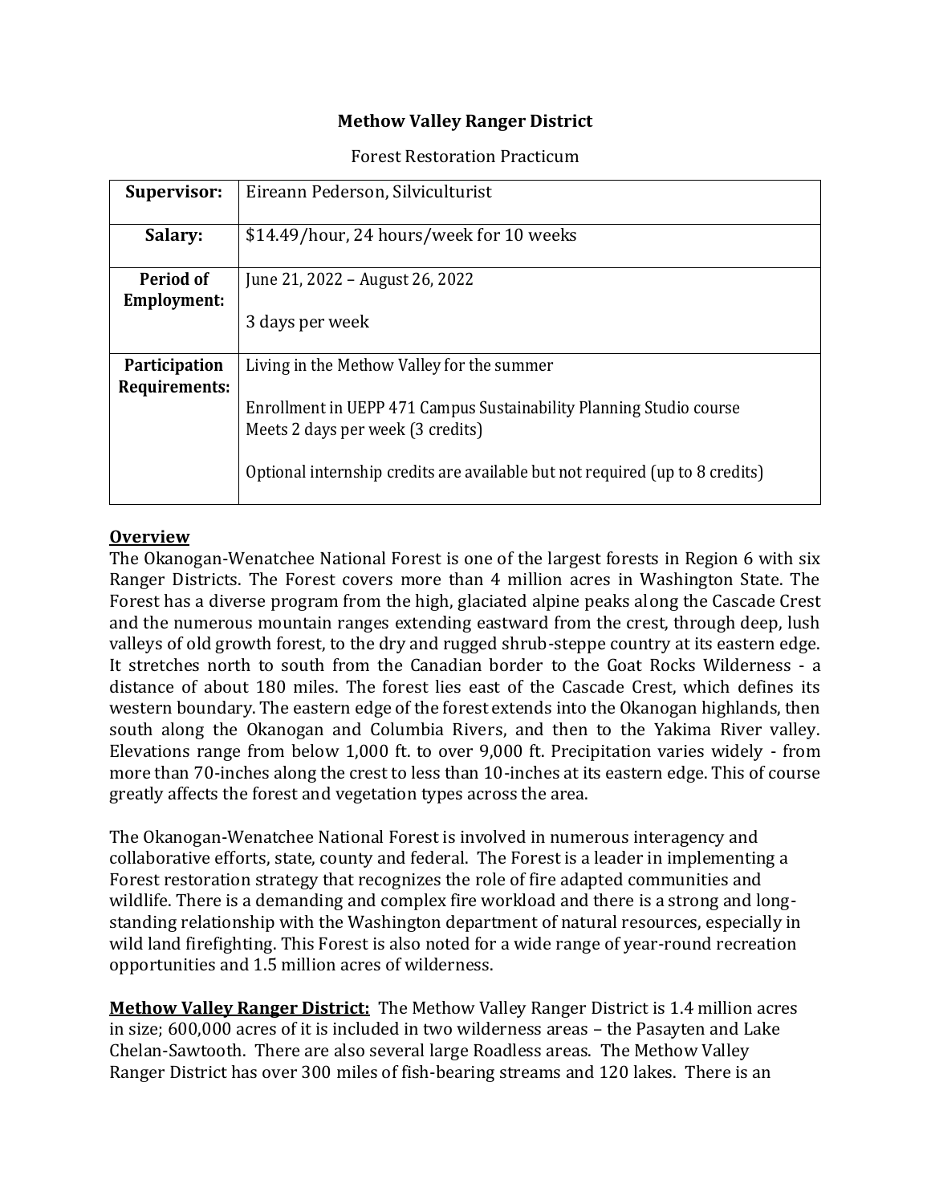**Methow Valley Ranger District**

Forest Restoration Practicum

| **Supervisor:** | Eireann Pederson, Silviculturist |
|---|---|
| **Salary:** | $14.49/hour, 24 hours/week for 10 weeks |
| **Period of Employment:** | June 21, 2022 – August 26, 2022<br><br>3 days per week |
| **Participation Requirements:** | Living in the Methow Valley for the summer<br><br>Enrollment in UEPP 471 Campus Sustainability Planning Studio course<br>Meets 2 days per week (3 credits)<br><br>Optional internship credits are available but not required (up to 8 credits) |

**Overview**

The Okanogan-Wenatchee National Forest is one of the largest forests in Region 6 with six Ranger Districts. The Forest covers more than 4 million acres in Washington State. The Forest has a diverse program from the high, glaciated alpine peaks along the Cascade Crest and the numerous mountain ranges extending eastward from the crest, through deep, lush valleys of old growth forest, to the dry and rugged shrub-steppe country at its eastern edge. It stretches north to south from the Canadian border to the Goat Rocks Wilderness - a distance of about 180 miles. The forest lies east of the Cascade Crest, which defines its western boundary. The eastern edge of the forest extends into the Okanogan highlands, then south along the Okanogan and Columbia Rivers, and then to the Yakima River valley. Elevations range from below 1,000 ft. to over 9,000 ft. Precipitation varies widely - from more than 70-inches along the crest to less than 10-inches at its eastern edge. This of course greatly affects the forest and vegetation types across the area.

The Okanogan-Wenatchee National Forest is involved in numerous interagency and collaborative efforts, state, county and federal. The Forest is a leader in implementing a Forest restoration strategy that recognizes the role of fire adapted communities and wildlife. There is a demanding and complex fire workload and there is a strong and long-standing relationship with the Washington department of natural resources, especially in wild land firefighting. This Forest is also noted for a wide range of year-round recreation opportunities and 1.5 million acres of wilderness.

**Methow Valley Ranger District:** The Methow Valley Ranger District is 1.4 million acres in size; 600,000 acres of it is included in two wilderness areas – the Pasayten and Lake Chelan-Sawtooth. There are also several large Roadless areas. The Methow Valley Ranger District has over 300 miles of fish-bearing streams and 120 lakes. There is an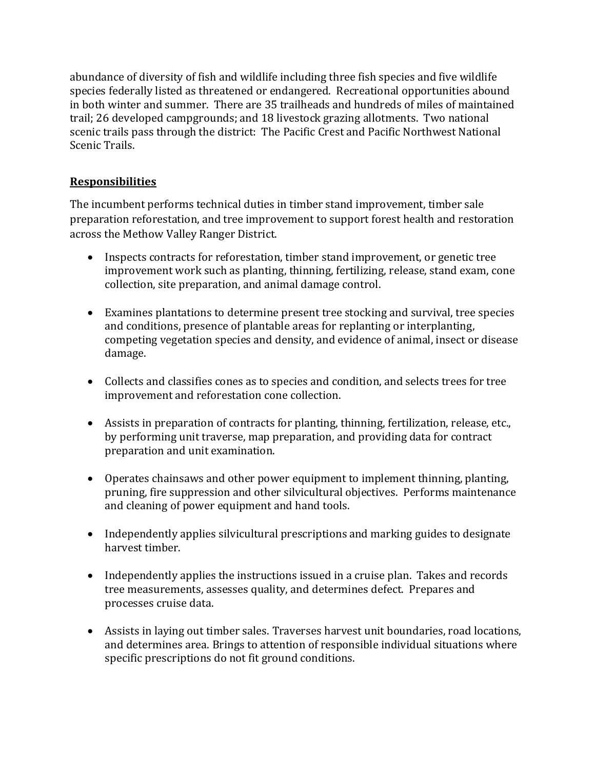abundance of diversity of fish and wildlife including three fish species and five wildlife species federally listed as threatened or endangered. Recreational opportunities abound in both winter and summer. There are 35 trailheads and hundreds of miles of maintained trail; 26 developed campgrounds; and 18 livestock grazing allotments. Two national scenic trails pass through the district: The Pacific Crest and Pacific Northwest National Scenic Trails.

## Responsibilities

The incumbent performs technical duties in timber stand improvement, timber sale preparation reforestation, and tree improvement to support forest health and restoration across the Methow Valley Ranger District.

- Inspects contracts for reforestation, timber stand improvement, or genetic tree improvement work such as planting, thinning, fertilizing, release, stand exam, cone collection, site preparation, and animal damage control.

- Examines plantations to determine present tree stocking and survival, tree species and conditions, presence of plantable areas for replanting or interplanting, competing vegetation species and density, and evidence of animal, insect or disease damage.

- Collects and classifies cones as to species and condition, and selects trees for tree improvement and reforestation cone collection.

- Assists in preparation of contracts for planting, thinning, fertilization, release, etc., by performing unit traverse, map preparation, and providing data for contract preparation and unit examination.

- Operates chainsaws and other power equipment to implement thinning, planting, pruning, fire suppression and other silvicultural objectives. Performs maintenance and cleaning of power equipment and hand tools.

- Independently applies silvicultural prescriptions and marking guides to designate harvest timber.

- Independently applies the instructions issued in a cruise plan. Takes and records tree measurements, assesses quality, and determines defect. Prepares and processes cruise data.

- Assists in laying out timber sales. Traverses harvest unit boundaries, road locations, and determines area. Brings to attention of responsible individual situations where specific prescriptions do not fit ground conditions.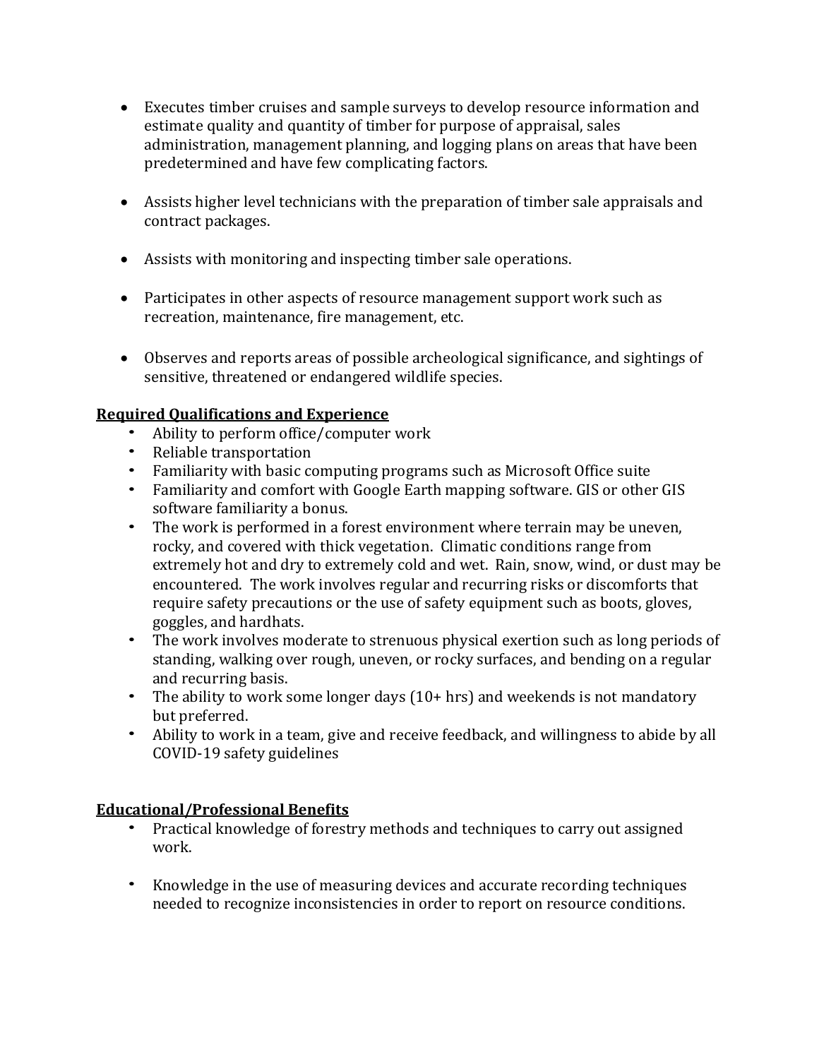- Executes timber cruises and sample surveys to develop resource information and estimate quality and quantity of timber for purpose of appraisal, sales administration, management planning, and logging plans on areas that have been predetermined and have few complicating factors.

- Assists higher level technicians with the preparation of timber sale appraisals and contract packages.

- Assists with monitoring and inspecting timber sale operations.

- Participates in other aspects of resource management support work such as recreation, maintenance, fire management, etc.

- Observes and reports areas of possible archeological significance, and sightings of sensitive, threatened or endangered wildlife species.

**Required Qualifications and Experience**

- Ability to perform office/computer work
- Reliable transportation
- Familiarity with basic computing programs such as Microsoft Office suite
- Familiarity and comfort with Google Earth mapping software. GIS or other GIS software familiarity a bonus.
- The work is performed in a forest environment where terrain may be uneven, rocky, and covered with thick vegetation. Climatic conditions range from extremely hot and dry to extremely cold and wet. Rain, snow, wind, or dust may be encountered. The work involves regular and recurring risks or discomforts that require safety precautions or the use of safety equipment such as boots, gloves, goggles, and hardhats.
- The work involves moderate to strenuous physical exertion such as long periods of standing, walking over rough, uneven, or rocky surfaces, and bending on a regular and recurring basis.
- The ability to work some longer days (10+ hrs) and weekends is not mandatory but preferred.
- Ability to work in a team, give and receive feedback, and willingness to abide by all COVID-19 safety guidelines

**Educational/Professional Benefits**

- Practical knowledge of forestry methods and techniques to carry out assigned work.

- Knowledge in the use of measuring devices and accurate recording techniques needed to recognize inconsistencies in order to report on resource conditions.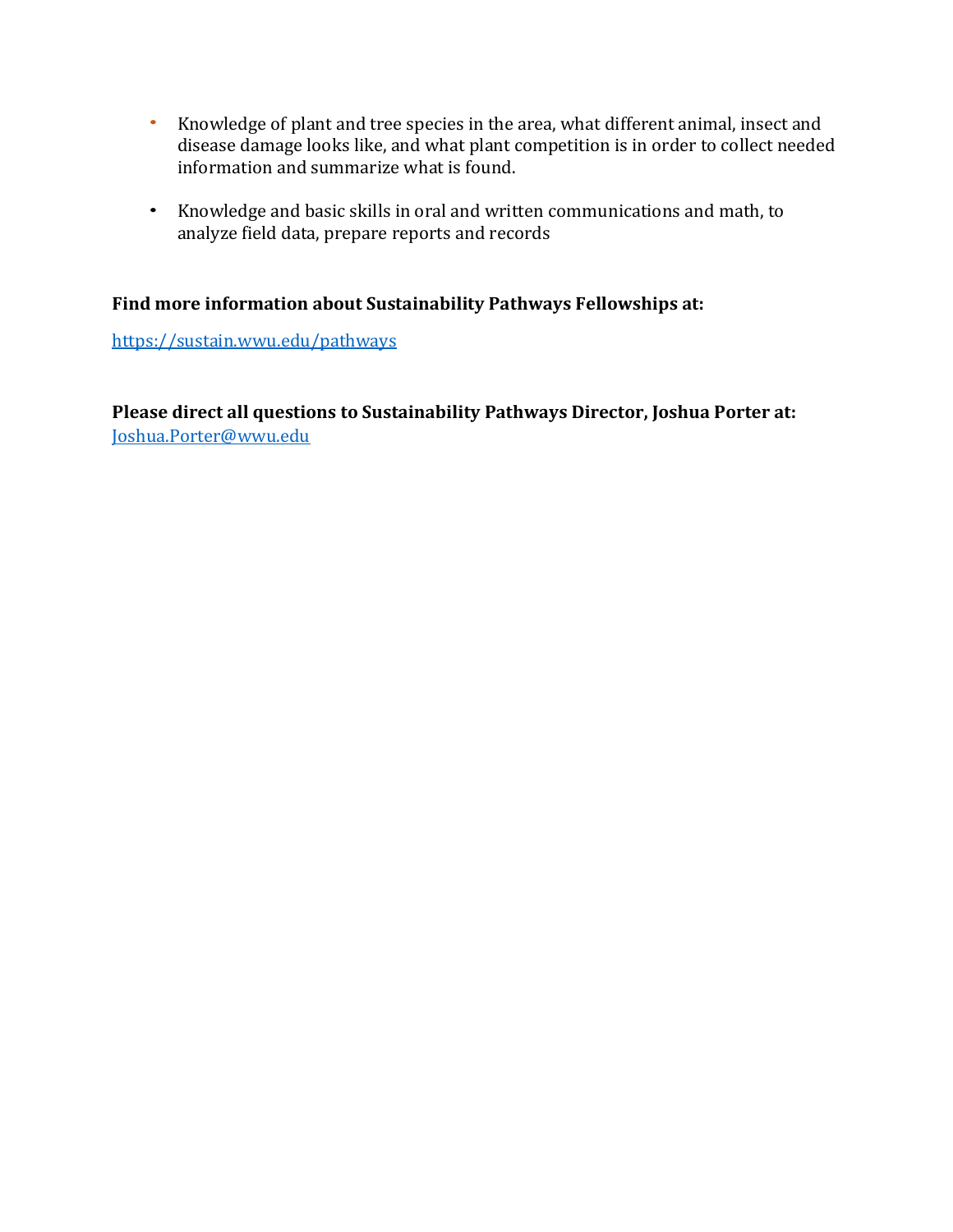- Knowledge of plant and tree species in the area, what different animal, insect and disease damage looks like, and what plant competition is in order to collect needed information and summarize what is found.

- Knowledge and basic skills in oral and written communications and math, to analyze field data, prepare reports and records

**Find more information about Sustainability Pathways Fellowships at:**

https://sustain.wwu.edu/pathways

**Please direct all questions to Sustainability Pathways Director, Joshua Porter at:**
Joshua.Porter@wwu.edu